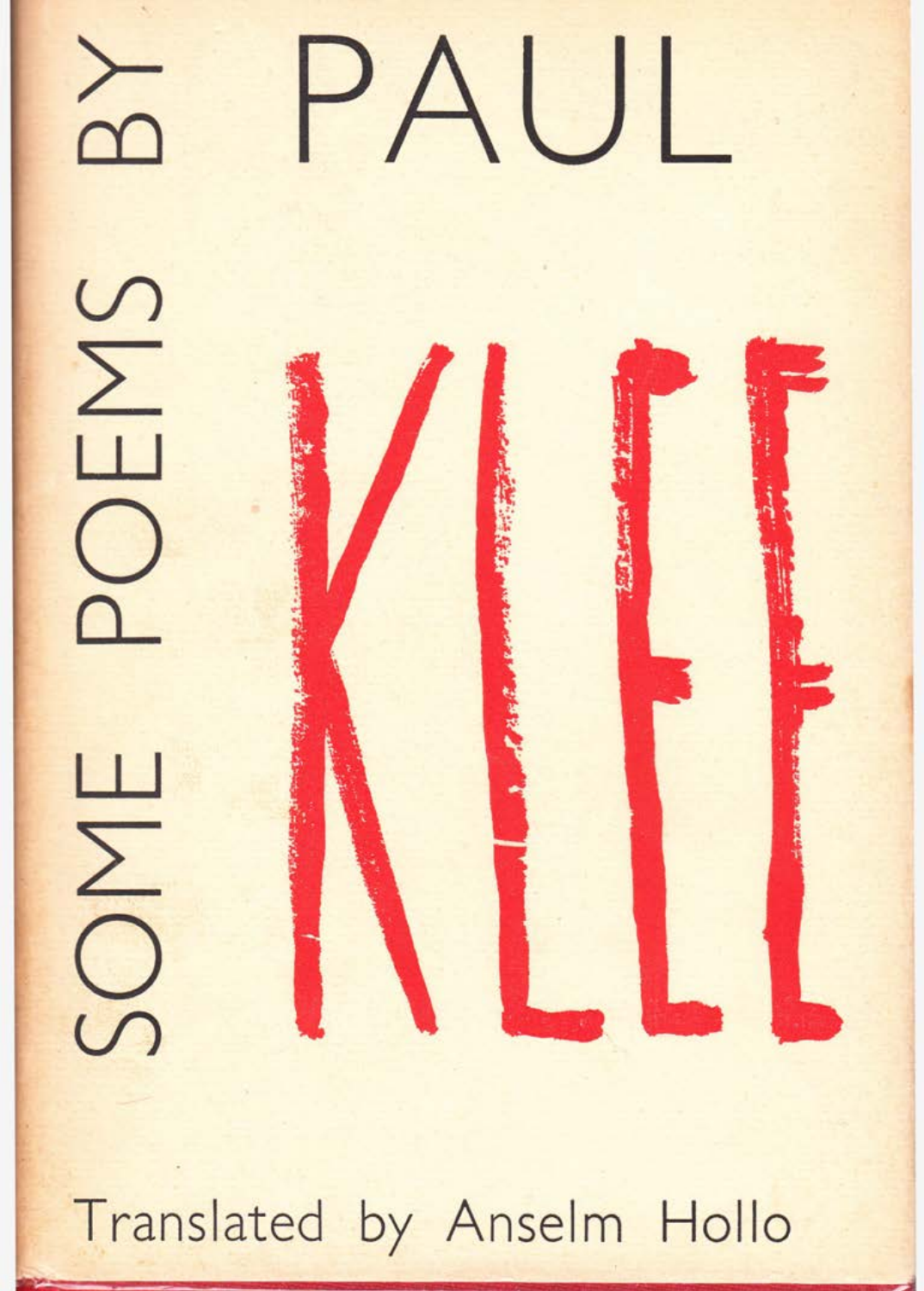# SOME POEMS BY PAUL KLEE

Translated by Anselm Hollo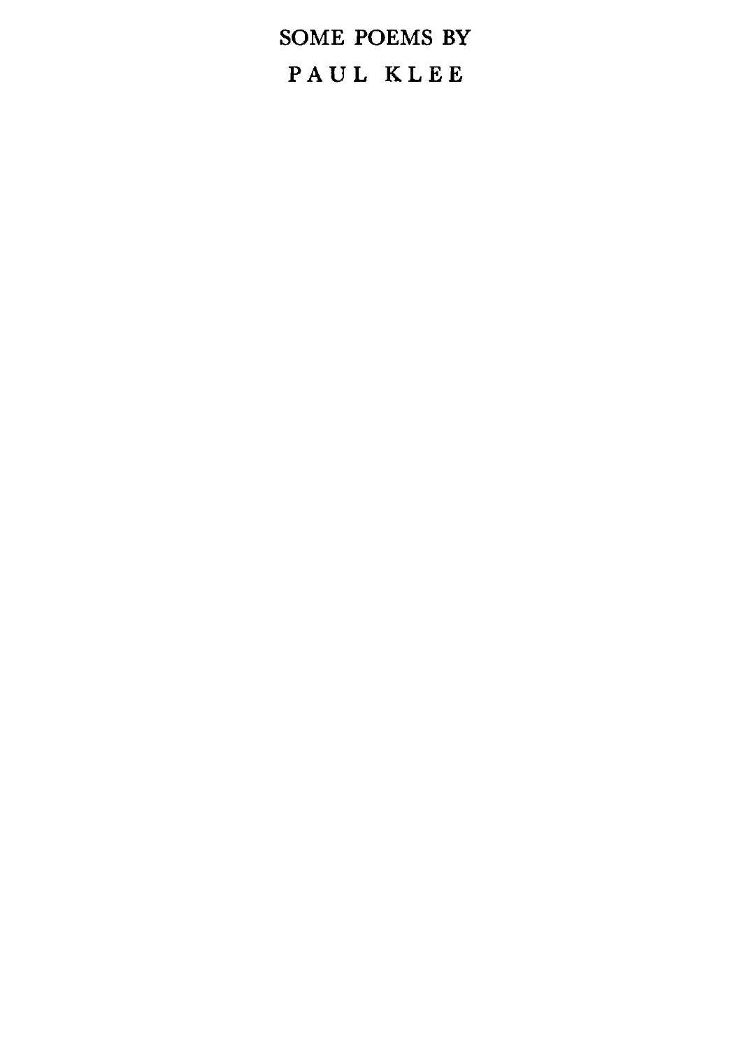# SOME POEMS BY

# PAUL KLEE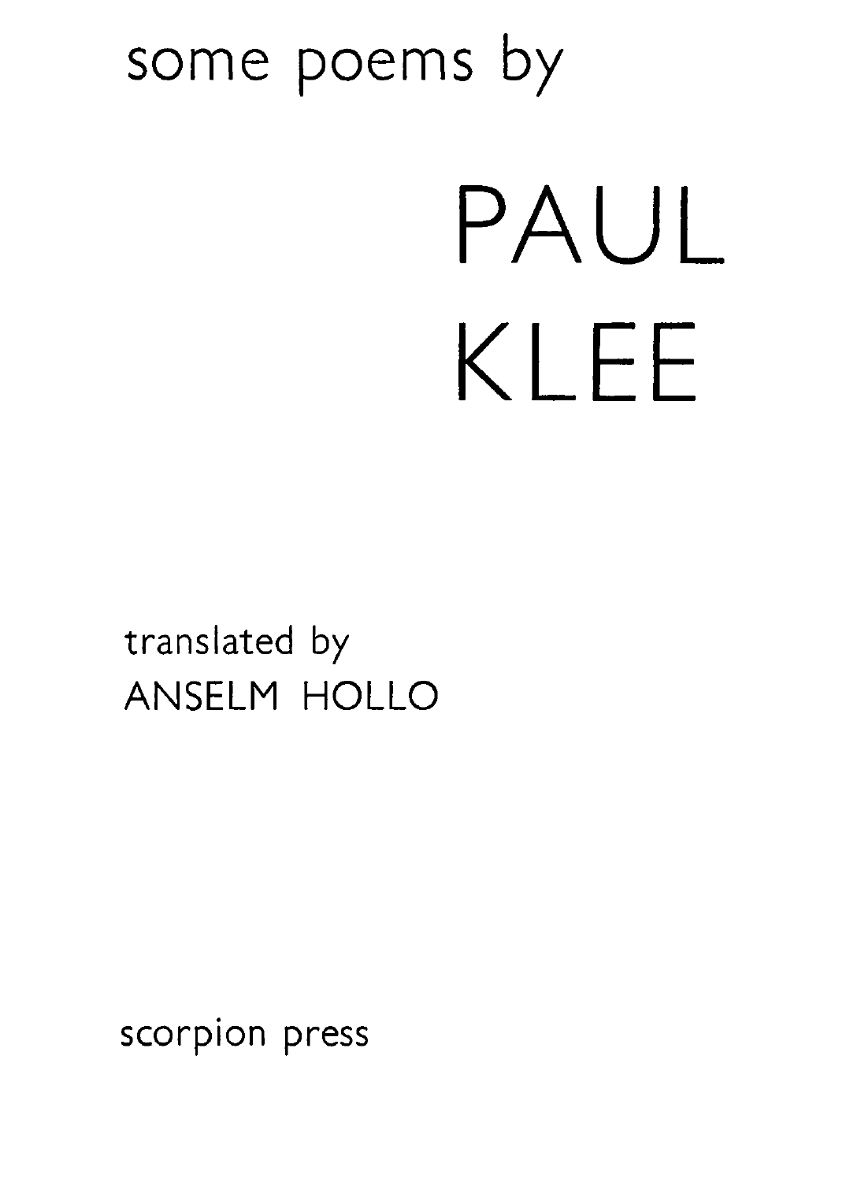some poems by

# PAUL KLEE

translated by
ANSELM HOLLO

scorpion press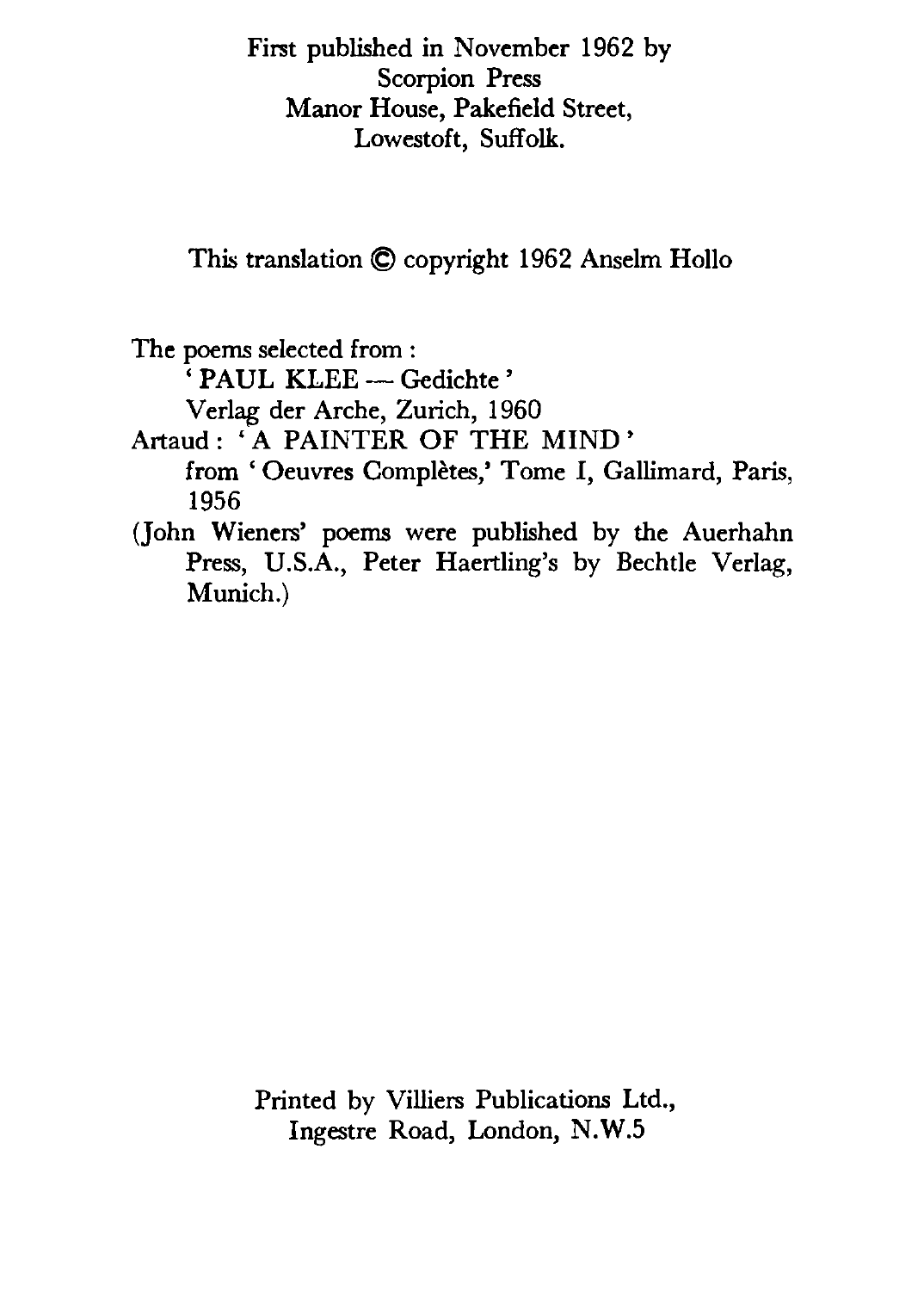First published in November 1962 by
Scorpion Press
Manor House, Pakefield Street,
Lowestoft, Suffolk.

This translation © copyright 1962 Anselm Hollo

The poems selected from :
  'PAUL KLEE — Gedichte'
  Verlag der Arche, Zurich, 1960
Artaud : 'A PAINTER OF THE MIND'
  from 'Oeuvres Complètes,' Tome I, Gallimard, Paris, 1956
(John Wieners' poems were published by the Auerhahn Press, U.S.A., Peter Haertling's by Bechtle Verlag, Munich.)

Printed by Villiers Publications Ltd.,
Ingestre Road, London, N.W.5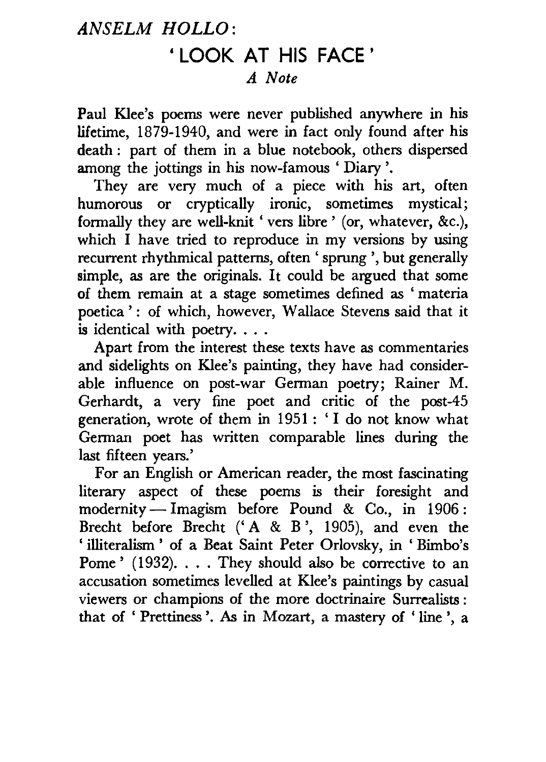## *ANSELM HOLLO*:

# 'LOOK AT HIS FACE'

### *A Note*

Paul Klee's poems were never published anywhere in his lifetime, 1879-1940, and were in fact only found after his death: part of them in a blue notebook, others dispersed among the jottings in his now-famous 'Diary'.

They are very much of a piece with his art, often humorous or cryptically ironic, sometimes mystical; formally they are well-knit 'vers libre' (or, whatever, &c.), which I have tried to reproduce in my versions by using recurrent rhythmical patterns, often 'sprung', but generally simple, as are the originals. It could be argued that some of them remain at a stage sometimes defined as 'materia poetica': of which, however, Wallace Stevens said that it is identical with poetry. . . .

Apart from the interest these texts have as commentaries and sidelights on Klee's painting, they have had considerable influence on post-war German poetry; Rainer M. Gerhardt, a very fine poet and critic of the post-45 generation, wrote of them in 1951: 'I do not know what German poet has written comparable lines during the last fifteen years.'

For an English or American reader, the most fascinating literary aspect of these poems is their foresight and modernity — Imagism before Pound & Co., in 1906: Brecht before Brecht ('A & B', 1905), and even the 'illiteralism' of a Beat Saint Peter Orlovsky, in 'Bimbo's Pome' (1932). . . . They should also be corrective to an accusation sometimes levelled at Klee's paintings by casual viewers or champions of the more doctrinaire Surrealists: that of 'Prettiness'. As in Mozart, a mastery of 'line', a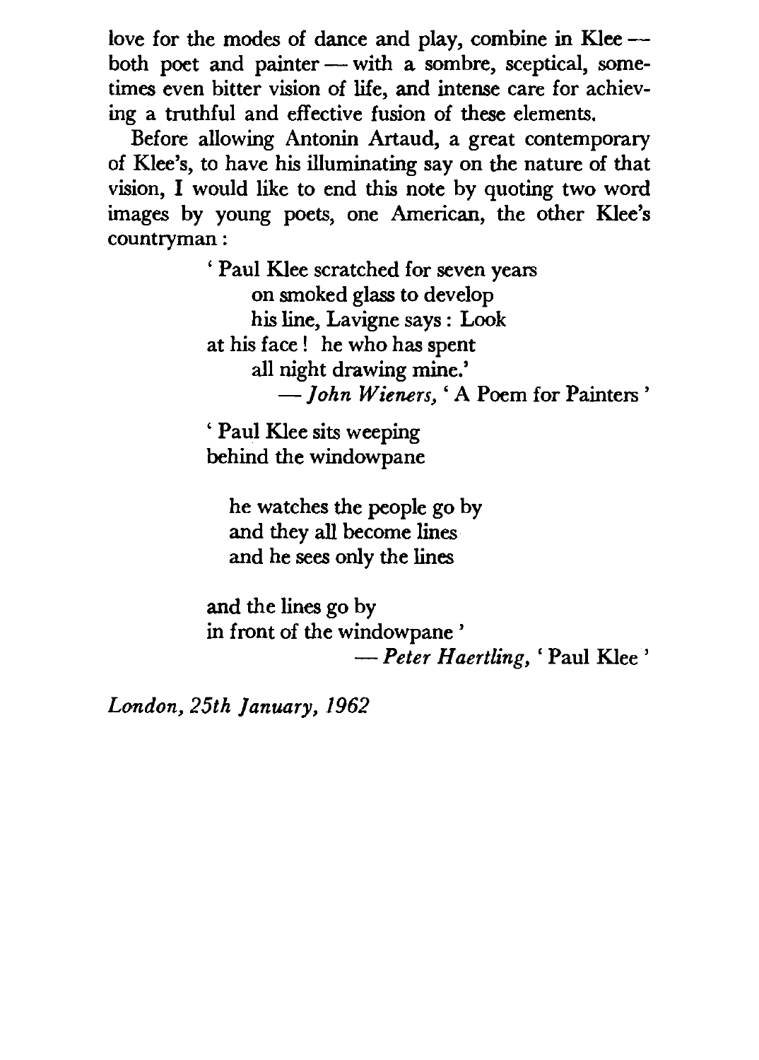love for the modes of dance and play, combine in Klee — both poet and painter — with a sombre, sceptical, sometimes even bitter vision of life, and intense care for achieving a truthful and effective fusion of these elements.

Before allowing Antonin Artaud, a great contemporary of Klee's, to have his illuminating say on the nature of that vision, I would like to end this note by quoting two word images by young poets, one American, the other Klee's countryman:

> ' Paul Klee scratched for seven years
> on smoked glass to develop
> his line, Lavigne says: Look
> at his face! he who has spent
> all night drawing mine.'
>
> — *John Wieners,* ' A Poem for Painters '

> ' Paul Klee sits weeping
> behind the windowpane
>
> he watches the people go by
> and they all become lines
> and he sees only the lines
>
> and the lines go by
> in front of the windowpane '
>
> — *Peter Haertling,* ' Paul Klee '

*London, 25th January, 1962*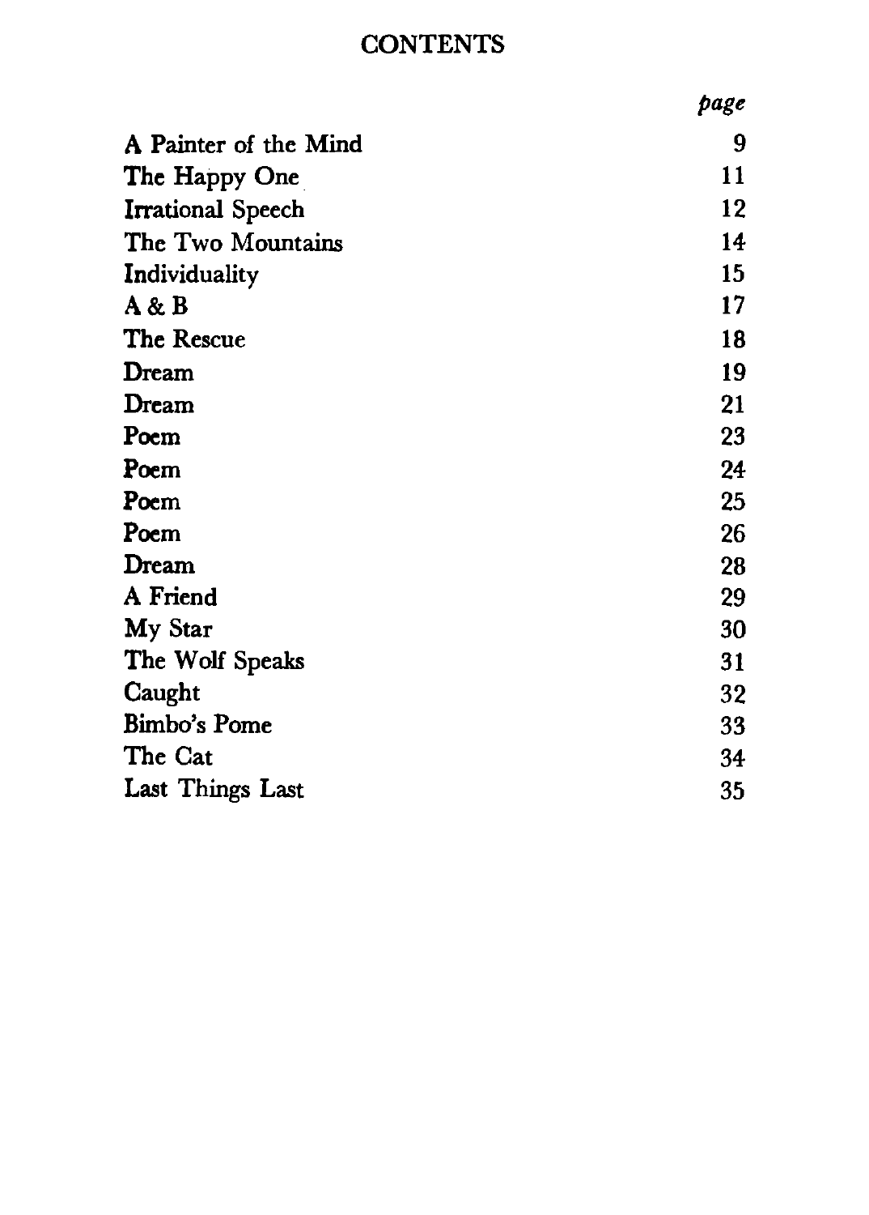# CONTENTS

| | *page* |
|---|---|
| A Painter of the Mind | 9 |
| The Happy One | 11 |
| Irrational Speech | 12 |
| The Two Mountains | 14 |
| Individuality | 15 |
| A & B | 17 |
| The Rescue | 18 |
| Dream | 19 |
| Dream | 21 |
| Poem | 23 |
| Poem | 24 |
| Poem | 25 |
| Poem | 26 |
| Dream | 28 |
| A Friend | 29 |
| My Star | 30 |
| The Wolf Speaks | 31 |
| Caught | 32 |
| Bimbo's Pome | 33 |
| The Cat | 34 |
| Last Things Last | 35 |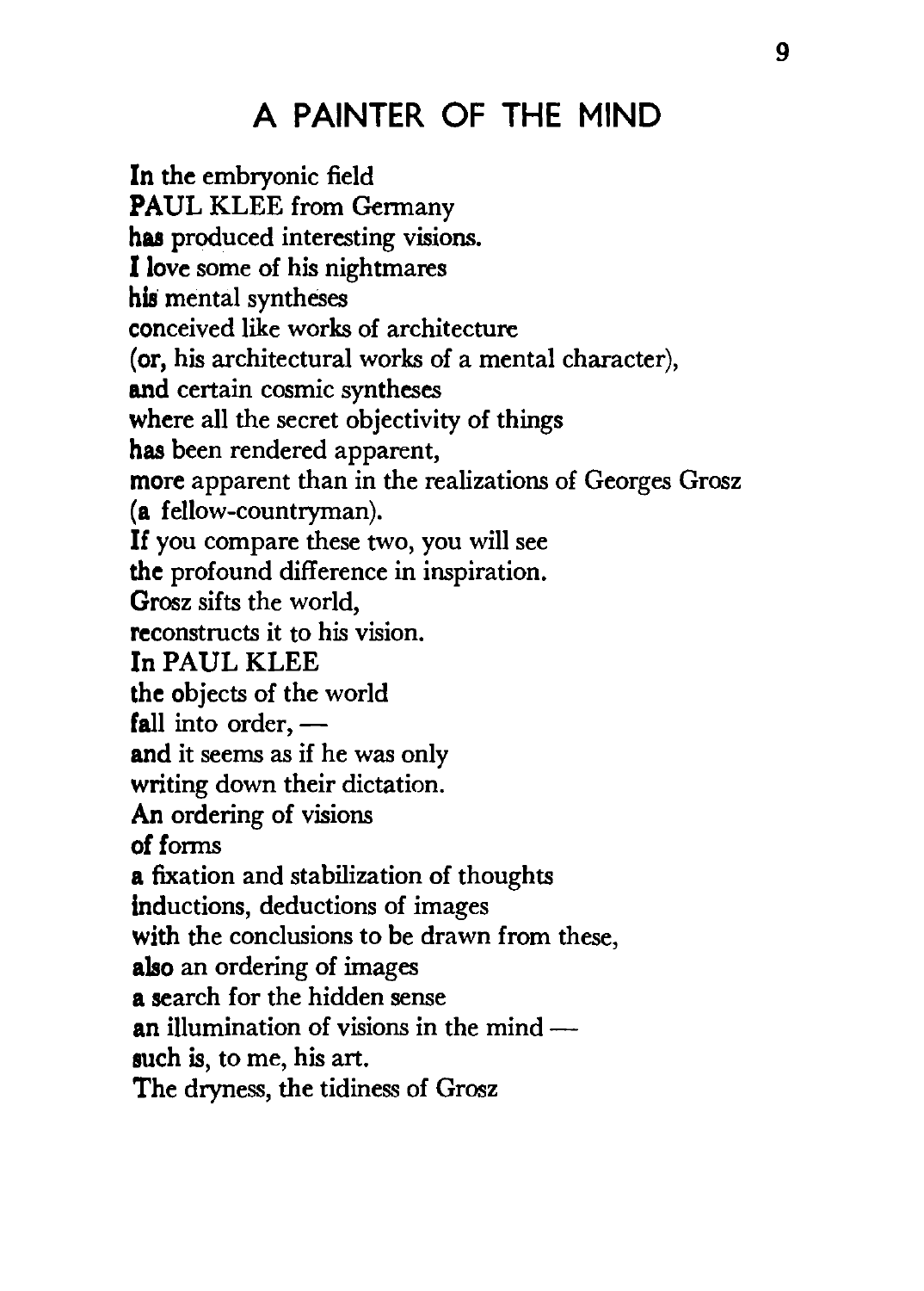## A PAINTER OF THE MIND

In the embryonic field  
PAUL KLEE from Germany  
has produced interesting visions.  
I love some of his nightmares  
his mental syntheses  
conceived like works of architecture  
(or, his architectural works of a mental character),  
and certain cosmic syntheses  
where all the secret objectivity of things  
has been rendered apparent,  
more apparent than in the realizations of Georges Grosz  
(a fellow-countryman).  
If you compare these two, you will see  
the profound difference in inspiration.  
Grosz sifts the world,  
reconstructs it to his vision.  
In PAUL KLEE  
the objects of the world  
fall into order, —  
and it seems as if he was only  
writing down their dictation.  
An ordering of visions  
of forms  
a fixation and stabilization of thoughts  
inductions, deductions of images  
with the conclusions to be drawn from these,  
also an ordering of images  
a search for the hidden sense  
an illumination of visions in the mind —  
such is, to me, his art.  
The dryness, the tidiness of Grosz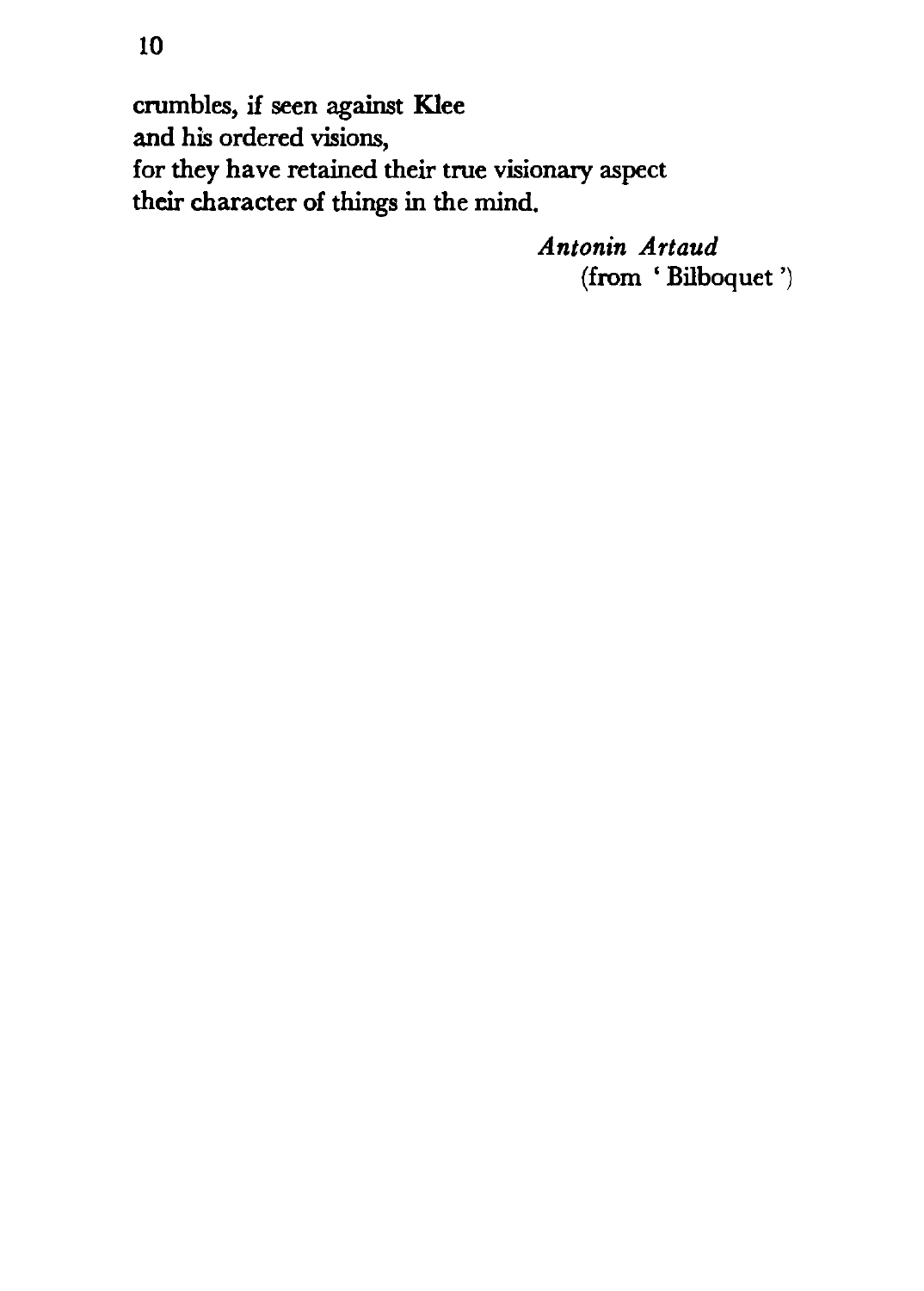crumbles, if seen against Klee
and his ordered visions,
for they have retained their true visionary aspect
their character of things in the mind.

*Antonin Artaud*
(from ' Bilboquet ')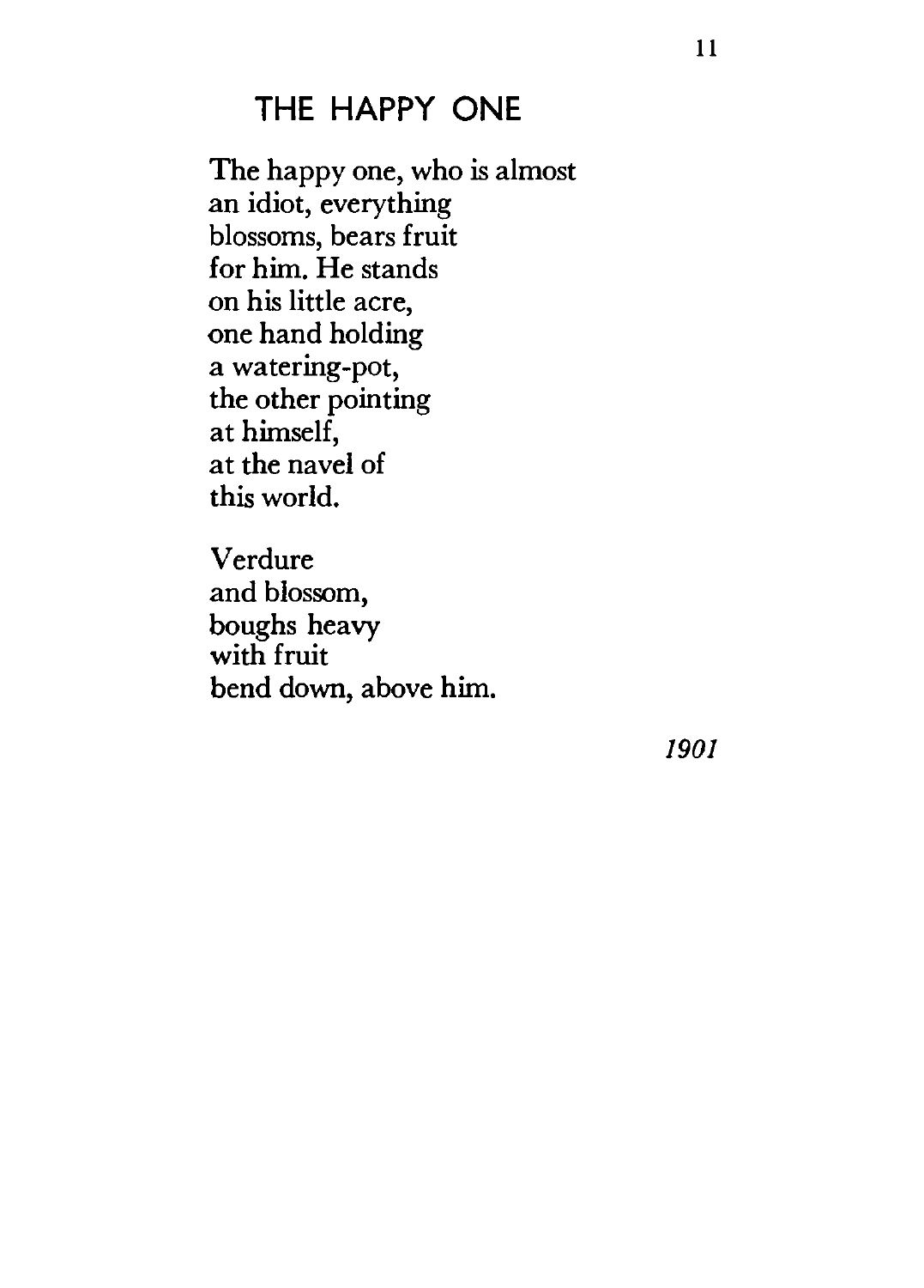## THE HAPPY ONE

The happy one, who is almost  
an idiot, everything  
blossoms, bears fruit  
for him. He stands  
on his little acre,  
one hand holding  
a watering-pot,  
the other pointing  
at himself,  
at the navel of  
this world.

Verdure  
and blossom,  
boughs heavy  
with fruit  
bend down, above him.

*1901*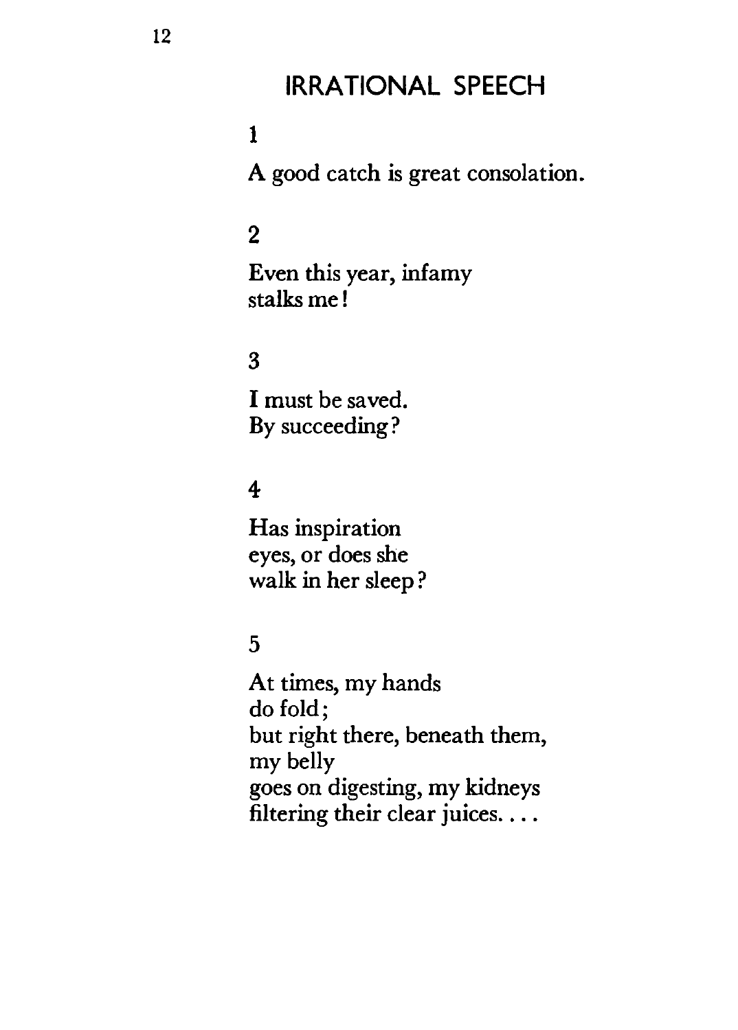## IRRATIONAL SPEECH

1

A good catch is great consolation.

2

Even this year, infamy  
stalks me!

3

I must be saved.  
By succeeding?

4

Has inspiration  
eyes, or does she  
walk in her sleep?

5

At times, my hands  
do fold;  
but right there, beneath them,  
my belly  
goes on digesting, my kidneys  
filtering their clear juices. . . .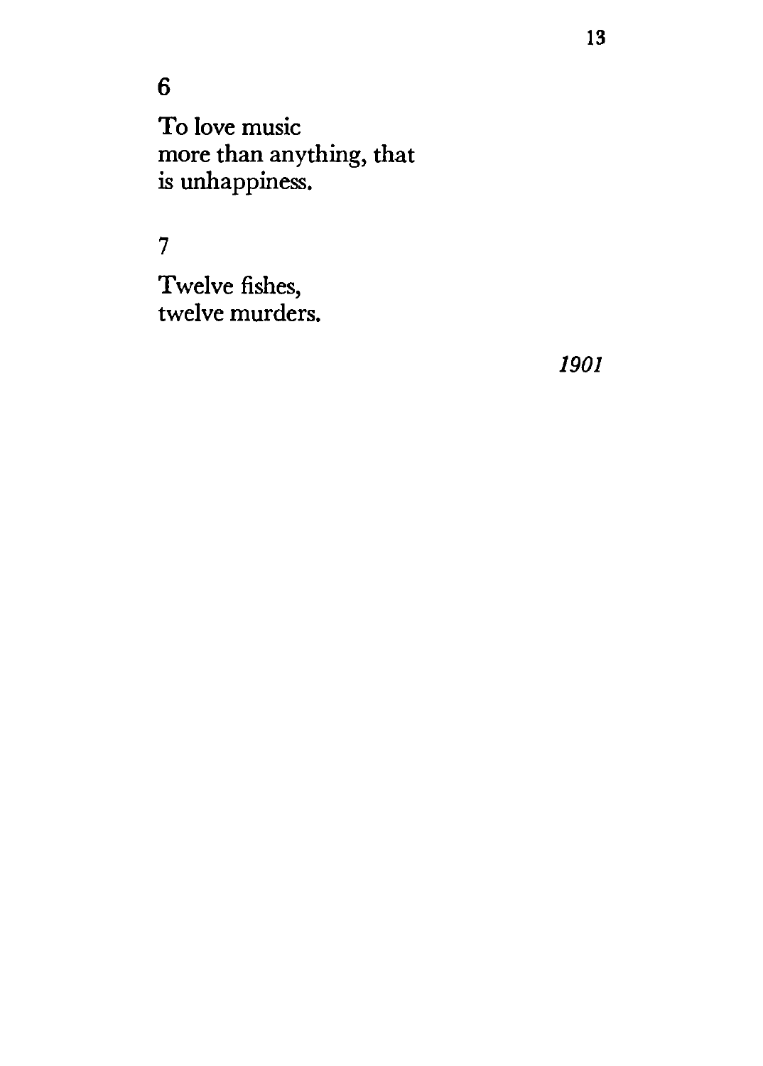6

To love music
more than anything, that
is unhappiness.

7

Twelve fishes,
twelve murders.

*1901*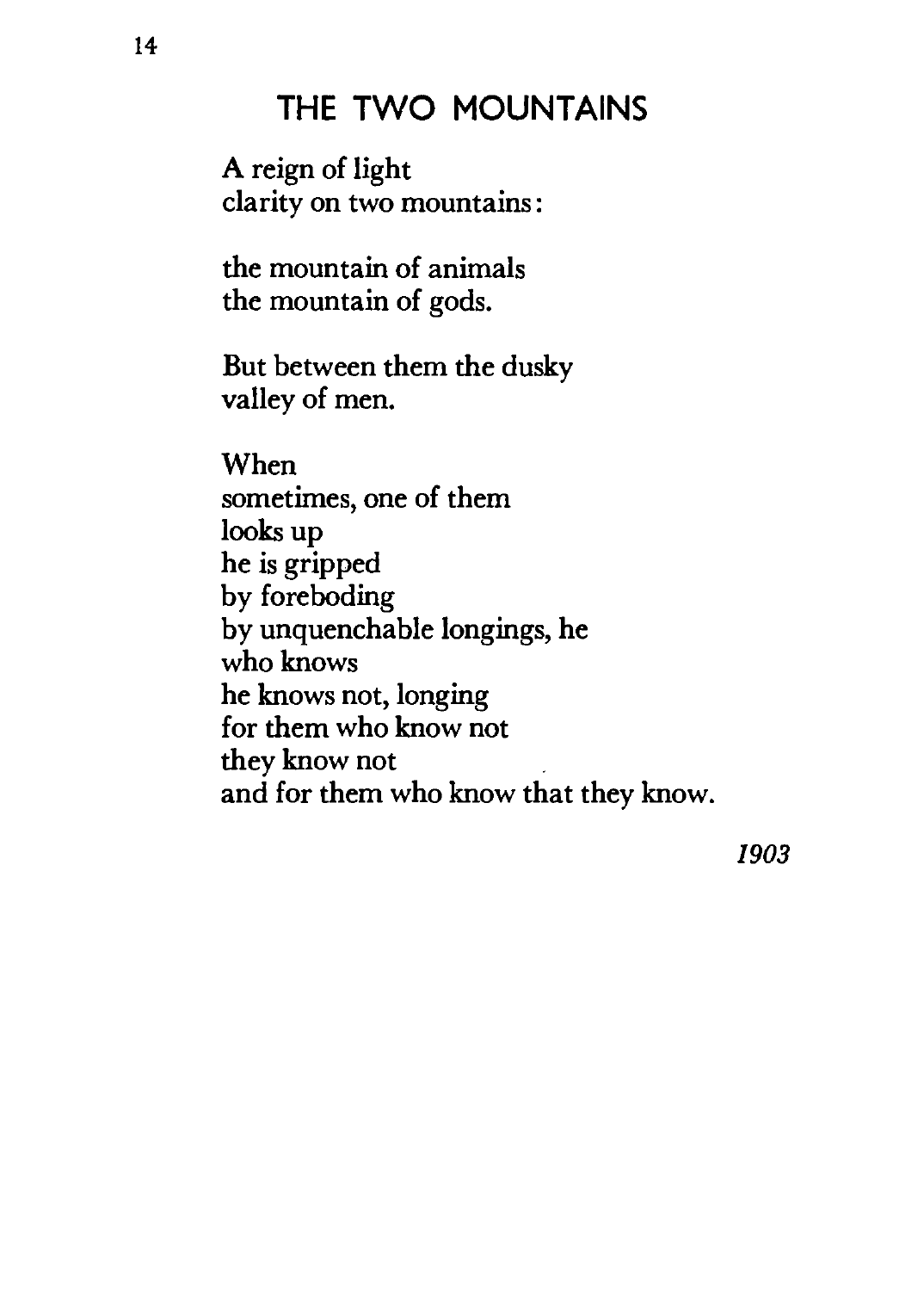## THE TWO MOUNTAINS

A reign of light
clarity on two mountains:

the mountain of animals
the mountain of gods.

But between them the dusky
valley of men.

When
sometimes, one of them
looks up
he is gripped
by foreboding
by unquenchable longings, he
who knows
he knows not, longing
for them who know not
they know not
and for them who know that they know.

*1903*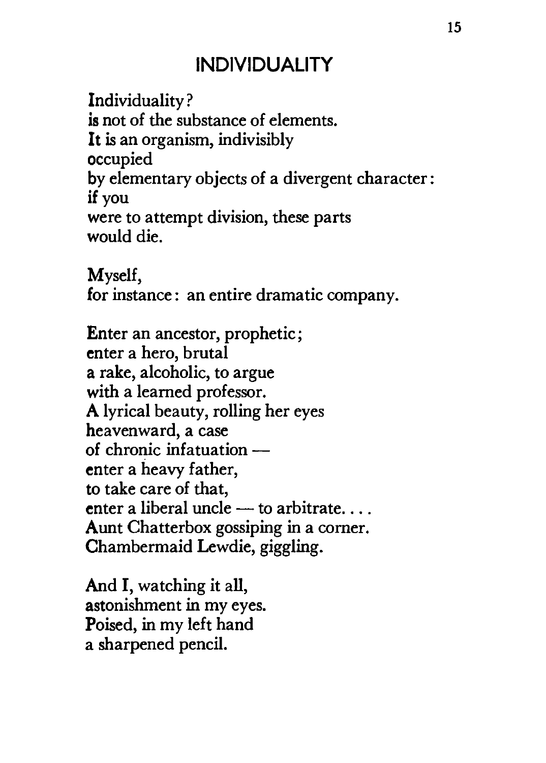## INDIVIDUALITY

Individuality?  
is not of the substance of elements.  
It is an organism, indivisibly  
occupied  
by elementary objects of a divergent character:  
if you  
were to attempt division, these parts  
would die.

Myself,  
for instance: an entire dramatic company.

Enter an ancestor, prophetic;  
enter a hero, brutal  
a rake, alcoholic, to argue  
with a learned professor.  
A lyrical beauty, rolling her eyes  
heavenward, a case  
of chronic infatuation —  
enter a heavy father,  
to take care of that,  
enter a liberal uncle — to arbitrate. . . .  
Aunt Chatterbox gossiping in a corner.  
Chambermaid Lewdie, giggling.

And I, watching it all,  
astonishment in my eyes.  
Poised, in my left hand  
a sharpened pencil.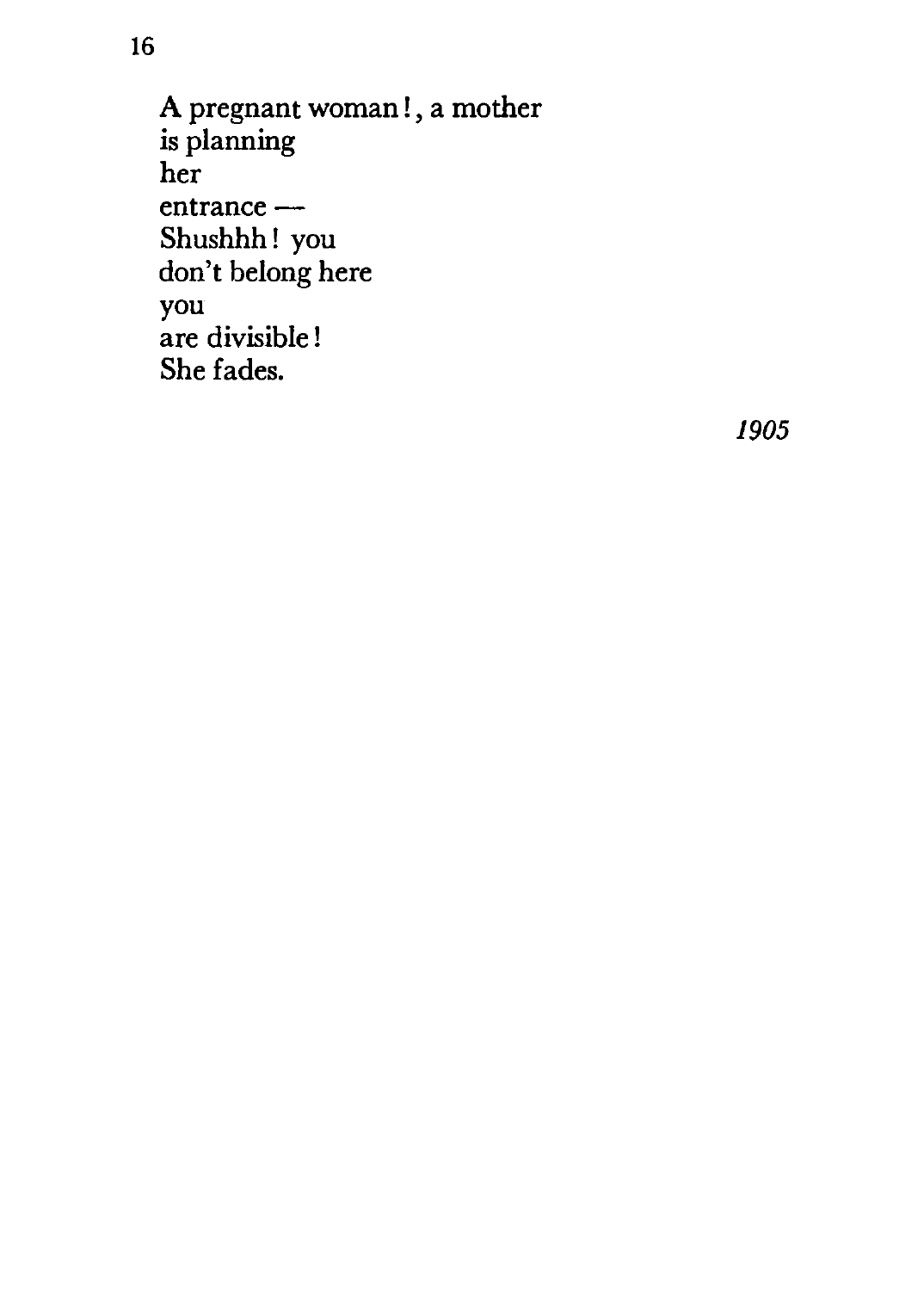## 16

A pregnant woman!, a mother  
is planning  
her  
entrance —  
Shushhh! you  
don't belong here  
you  
are divisible!  
She fades.

*1905*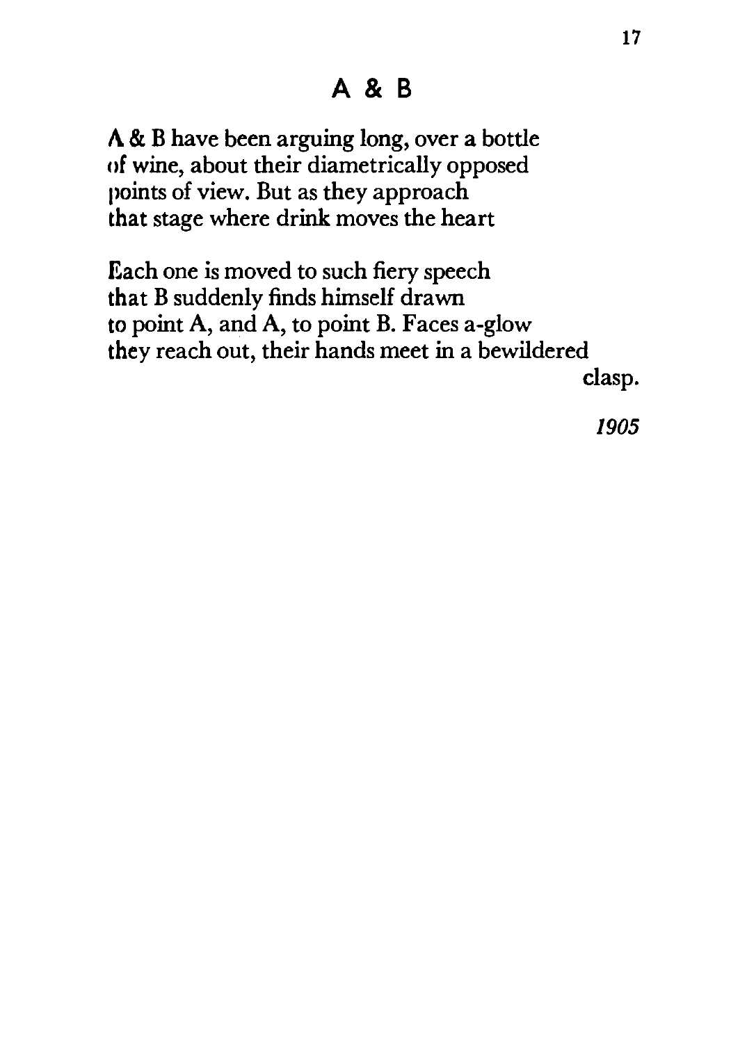# A & B

A & B have been arguing long, over a bottle
of wine, about their diametrically opposed
points of view. But as they approach
that stage where drink moves the heart

Each one is moved to such fiery speech
that B suddenly finds himself drawn
to point A, and A, to point B. Faces a-glow
they reach out, their hands meet in a bewildered
clasp.

*1905*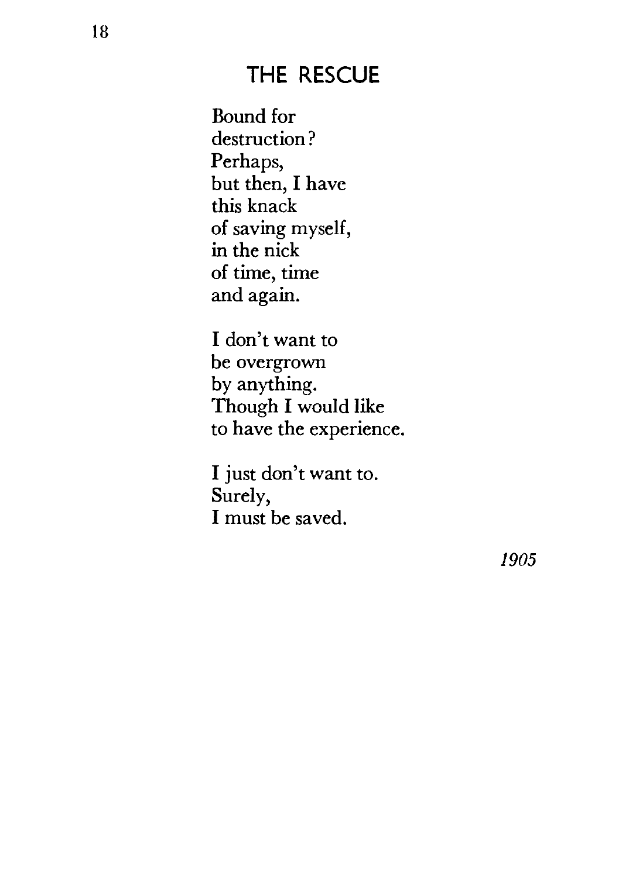# THE RESCUE

Bound for
destruction?
Perhaps,
but then, I have
this knack
of saving myself,
in the nick
of time, time
and again.

I don't want to
be overgrown
by anything.
Though I would like
to have the experience.

I just don't want to.
Surely,
I must be saved.

*1905*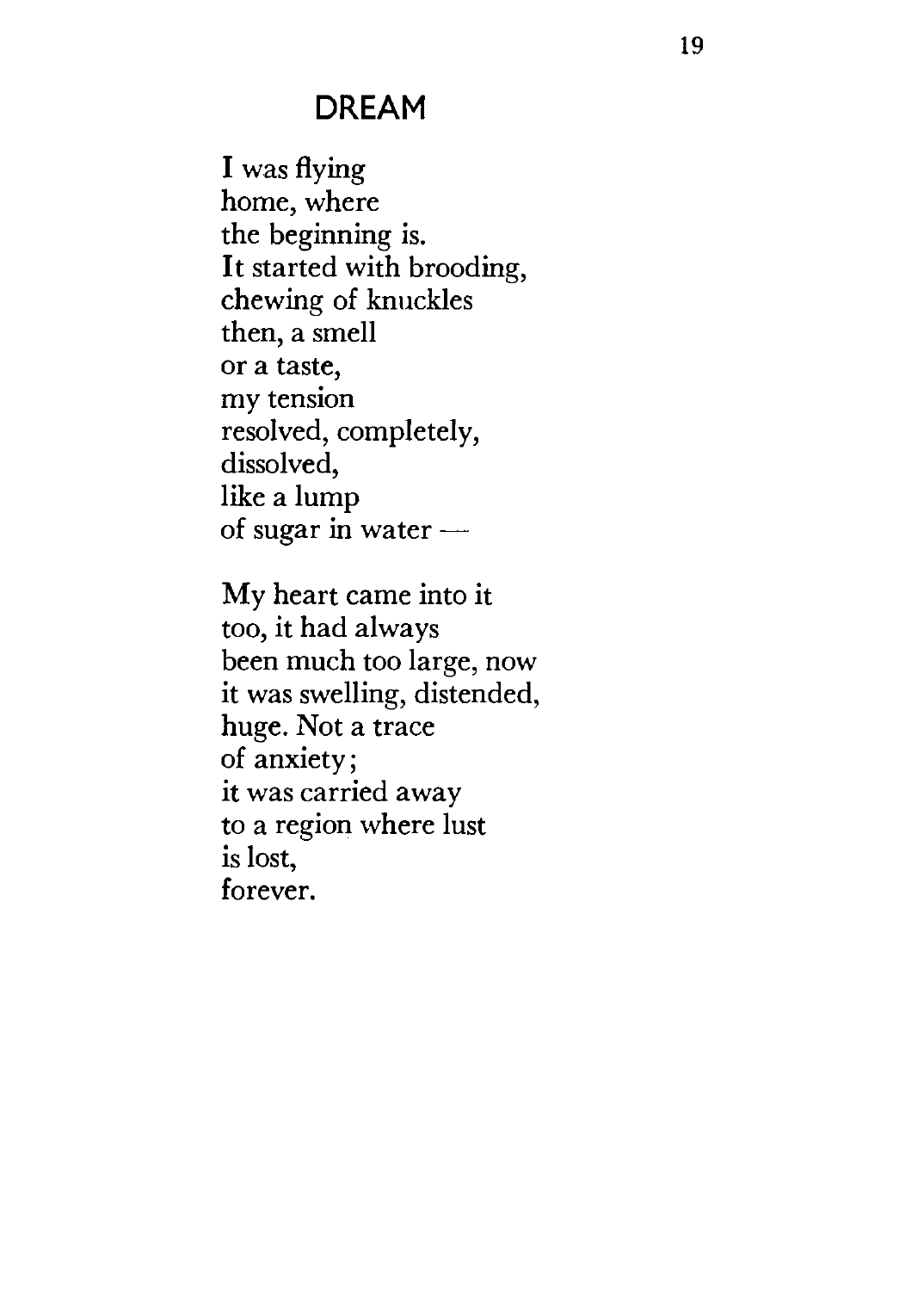## DREAM

I was flying  
home, where  
the beginning is.  
It started with brooding,  
chewing of knuckles  
then, a smell  
or a taste,  
my tension  
resolved, completely,  
dissolved,  
like a lump  
of sugar in water —

My heart came into it  
too, it had always  
been much too large, now  
it was swelling, distended,  
huge. Not a trace  
of anxiety;  
it was carried away  
to a region where lust  
is lost,  
forever.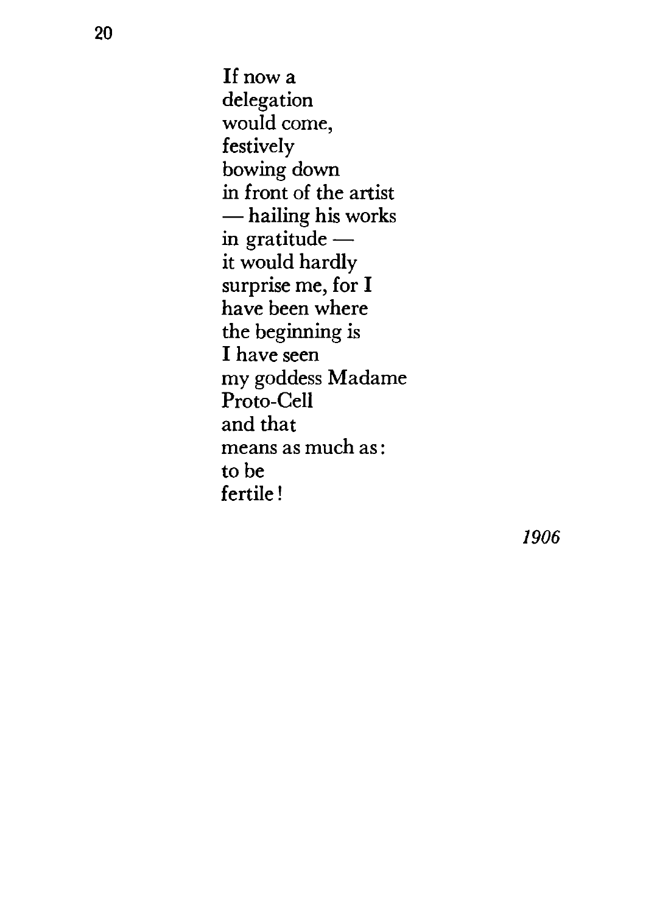If now a  
delegation  
would come,  
festively  
bowing down  
in front of the artist  
— hailing his works  
in gratitude —  
it would hardly  
surprise me, for I  
have been where  
the beginning is  
I have seen  
my goddess Madame  
Proto-Cell  
and that  
means as much as:  
to be  
fertile!

*1906*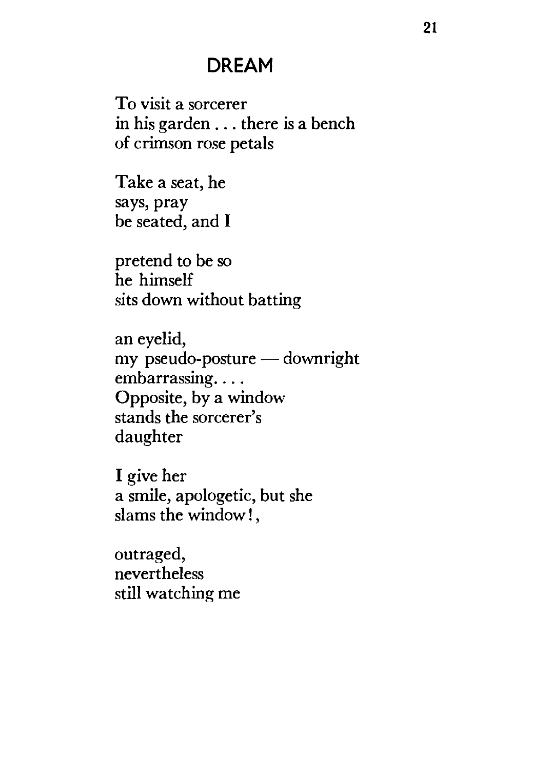# DREAM

To visit a sorcerer  
in his garden . . . there is a bench  
of crimson rose petals

Take a seat, he  
says, pray  
be seated, and I

pretend to be so  
he himself  
sits down without batting

an eyelid,  
my pseudo-posture — downright  
embarrassing. . . .  
Opposite, by a window  
stands the sorcerer's  
daughter

I give her  
a smile, apologetic, but she  
slams the window!,

outraged,  
nevertheless  
still watching me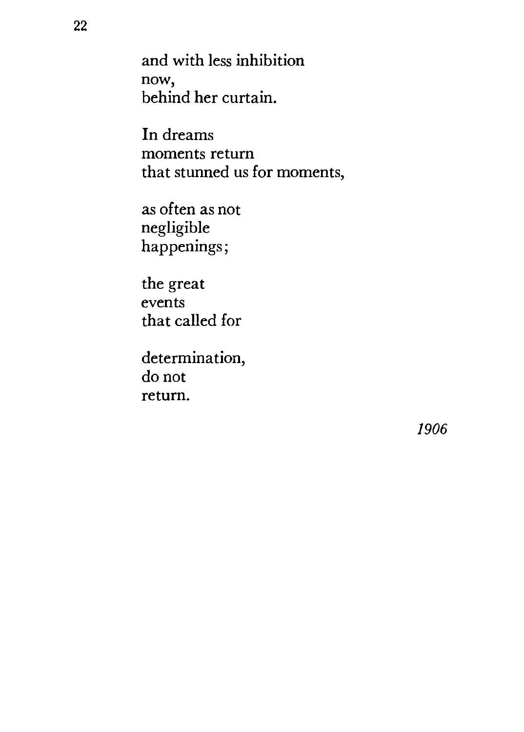and with less inhibition
now,
behind her curtain.

In dreams
moments return
that stunned us for moments,

as often as not
negligible
happenings;

the great
events
that called for

determination,
do not
return.

*1906*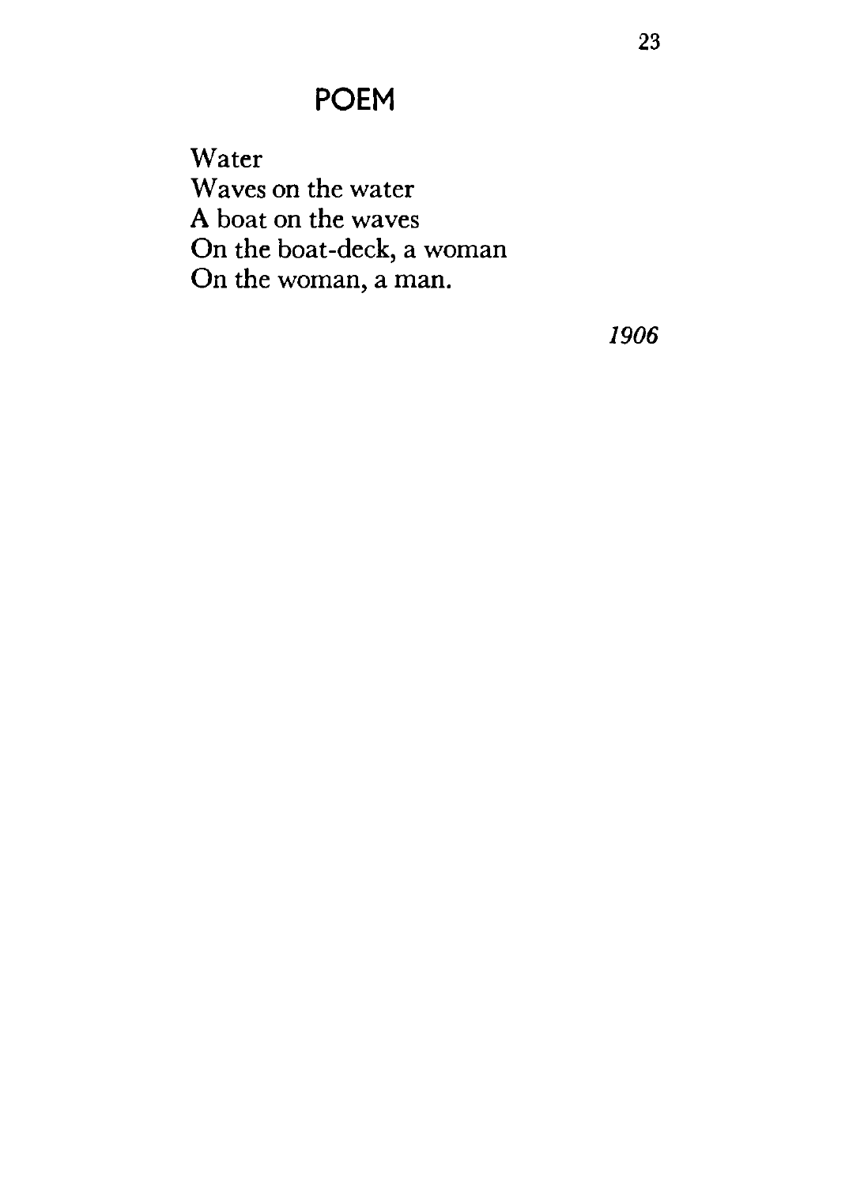## POEM

Water  
Waves on the water  
A boat on the waves  
On the boat-deck, a woman  
On the woman, a man.

*1906*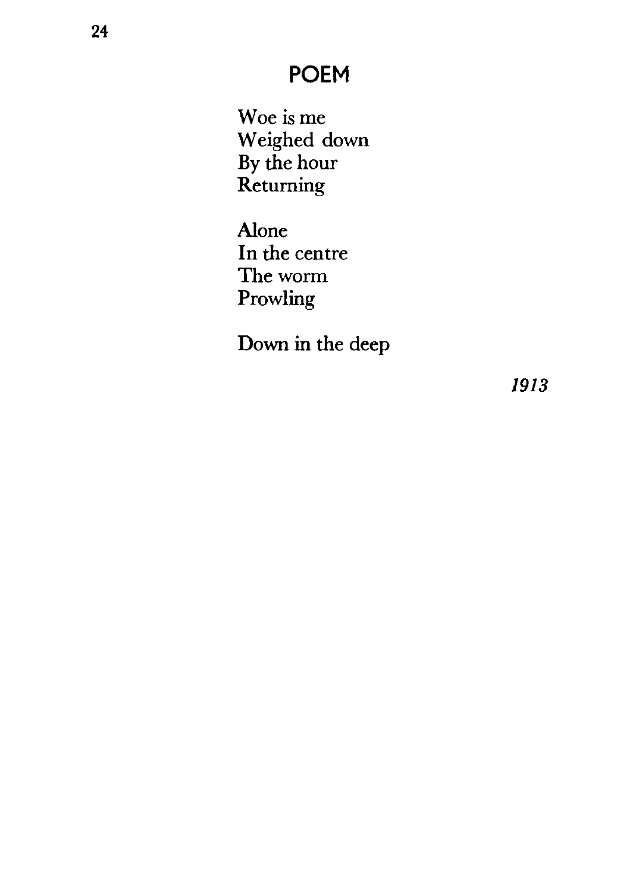## POEM

Woe is me  
Weighed down  
By the hour  
Returning

Alone  
In the centre  
The worm  
Prowling

Down in the deep

*1913*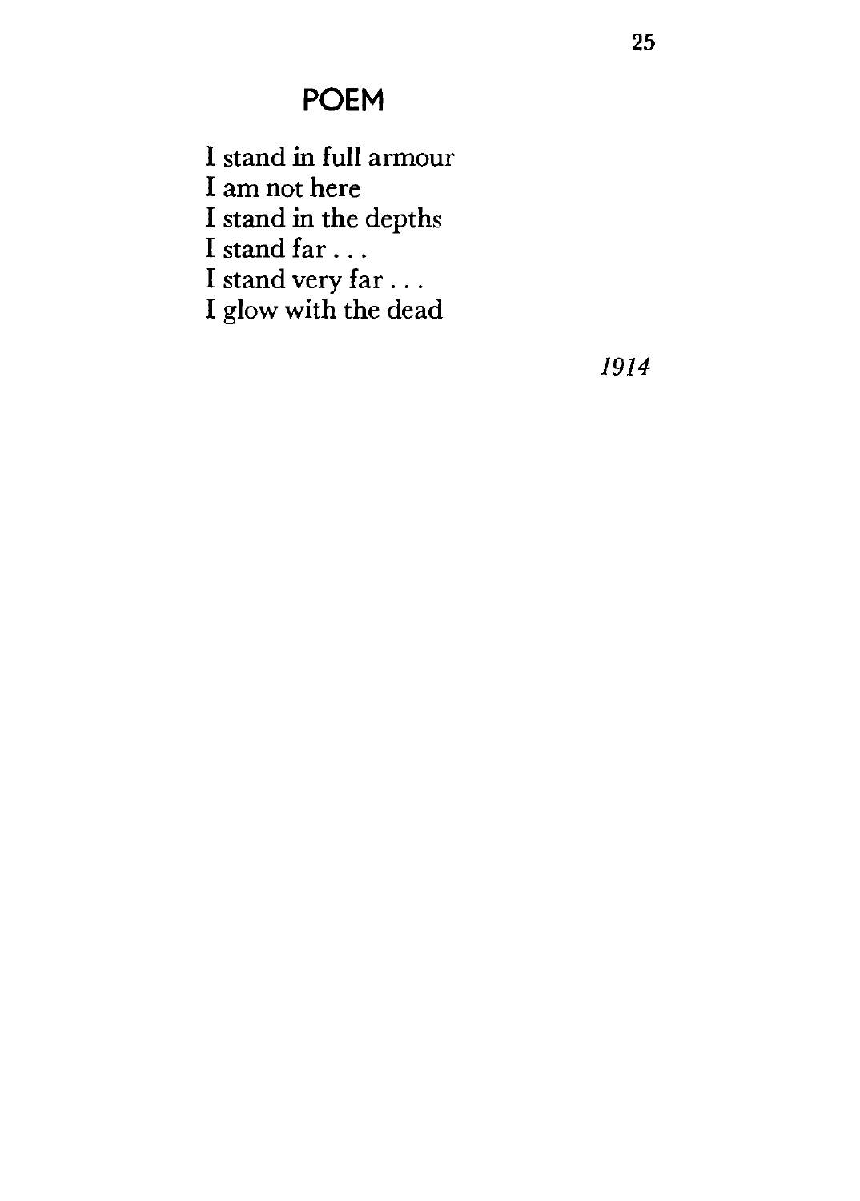## POEM

I stand in full armour  
I am not here  
I stand in the depths  
I stand far . . .  
I stand very far . . .  
I glow with the dead

*1914*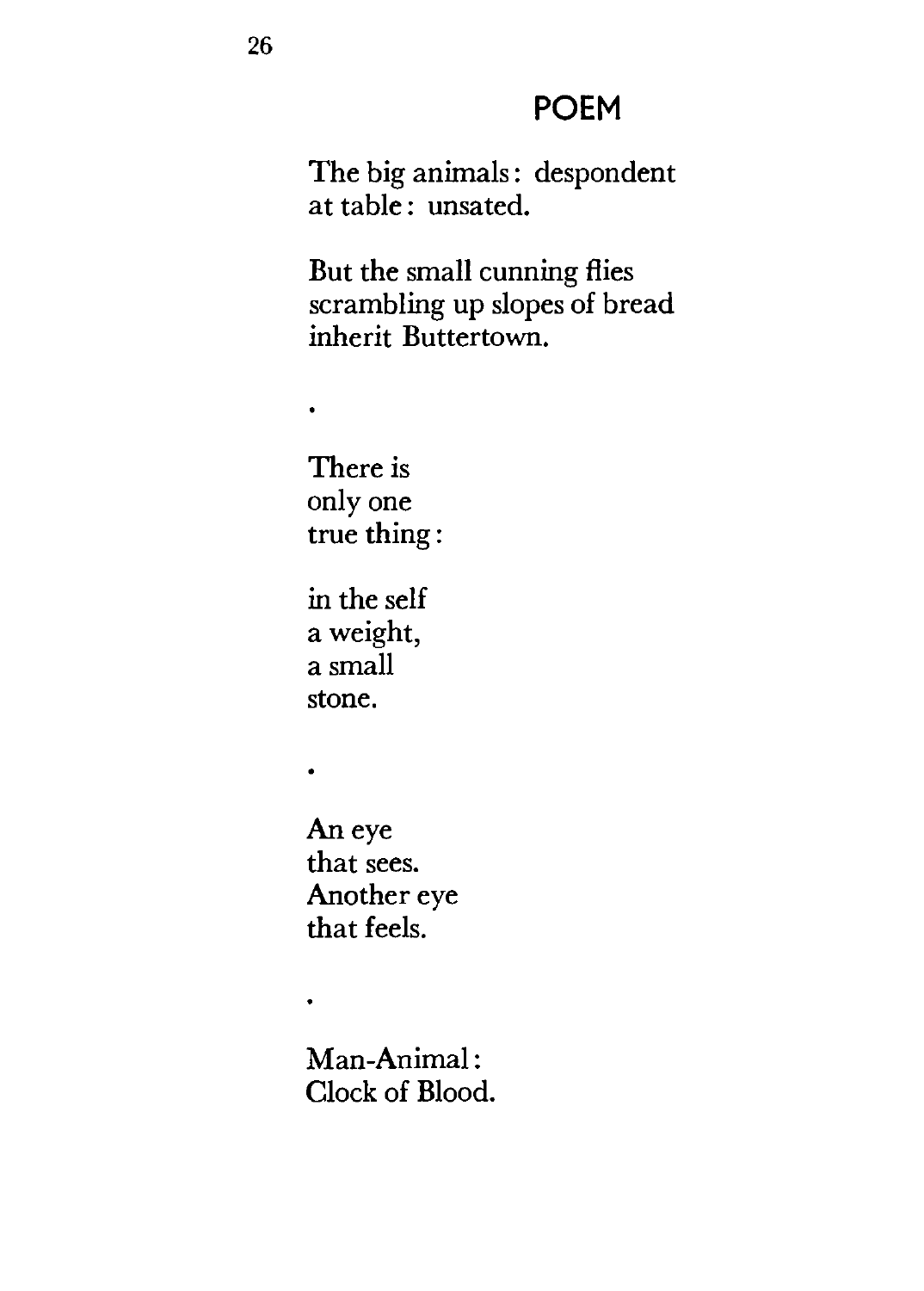## POEM

The big animals: despondent
at table: unsated.

But the small cunning flies
scrambling up slopes of bread
inherit Buttertown.

•

There is
only one
true thing:

in the self
a weight,
a small
stone.

•

An eye
that sees.
Another eye
that feels.

•

Man-Animal:
Clock of Blood.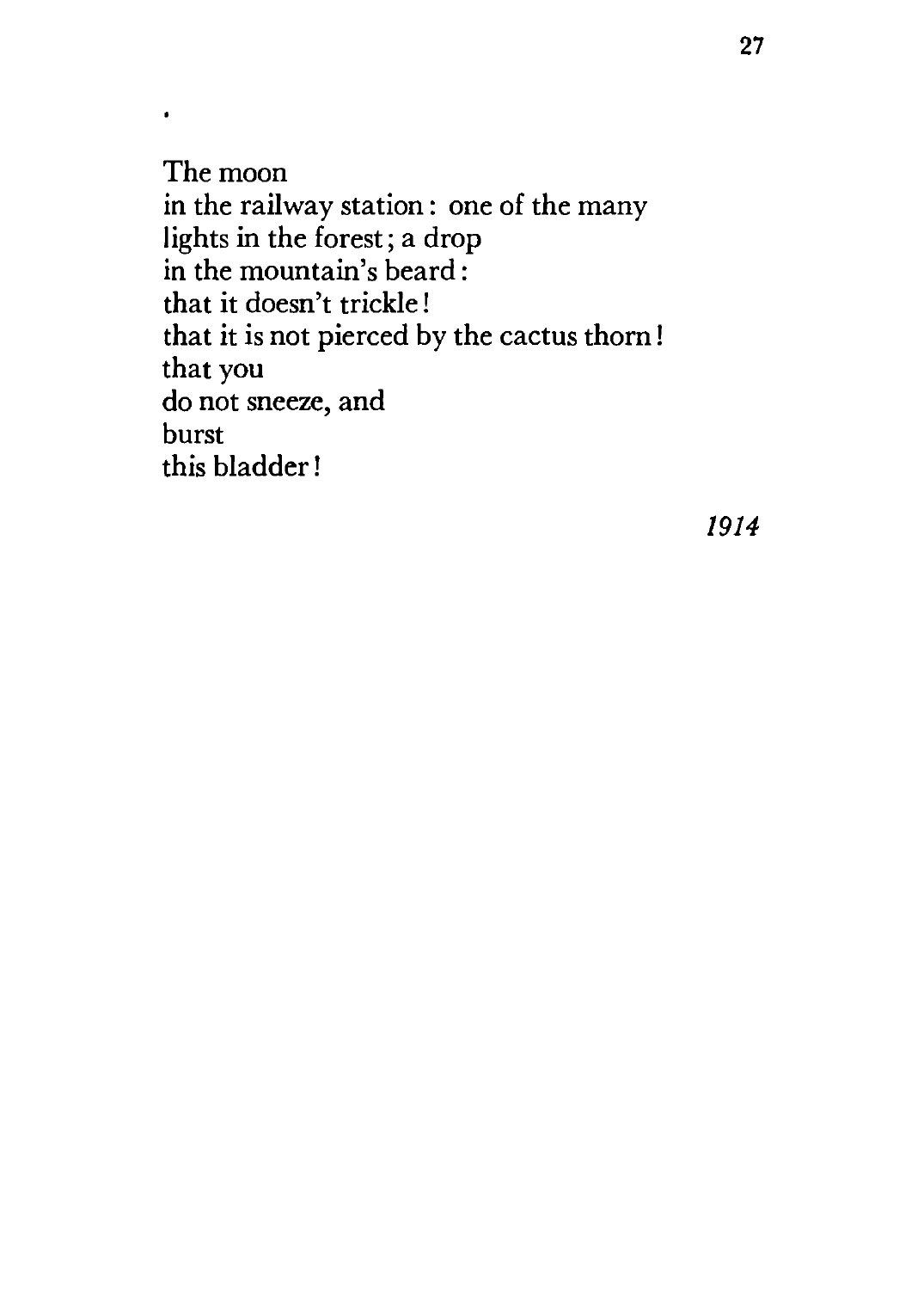•

The moon
in the railway station: one of the many
lights in the forest; a drop
in the mountain's beard:
that it doesn't trickle!
that it is not pierced by the cactus thorn!
that you
do not sneeze, and
burst
this bladder!

*1914*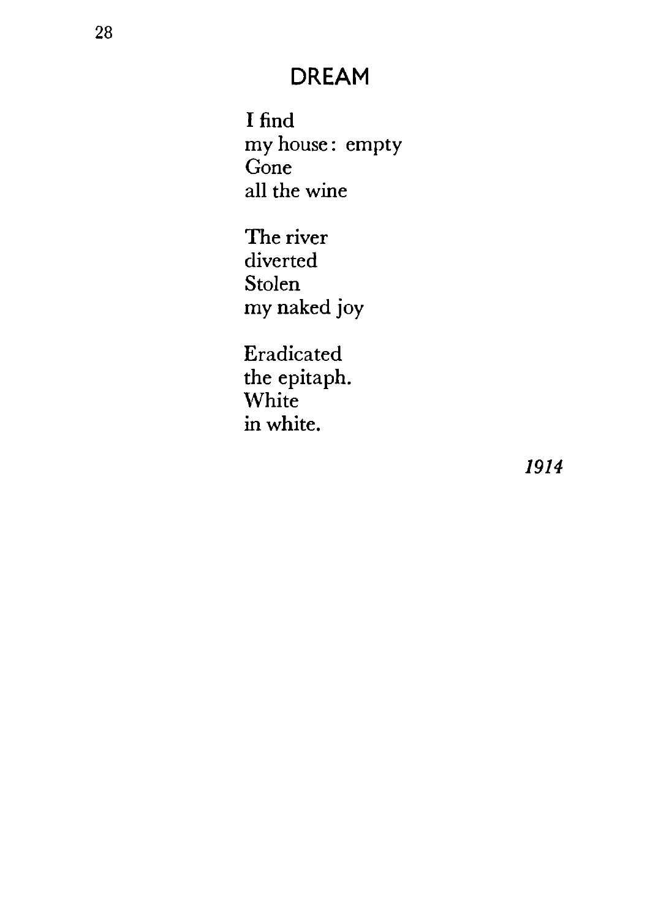## DREAM

I find  
my house: empty  
Gone  
all the wine

The river  
diverted  
Stolen  
my naked joy

Eradicated  
the epitaph.  
White  
in white.

*1914*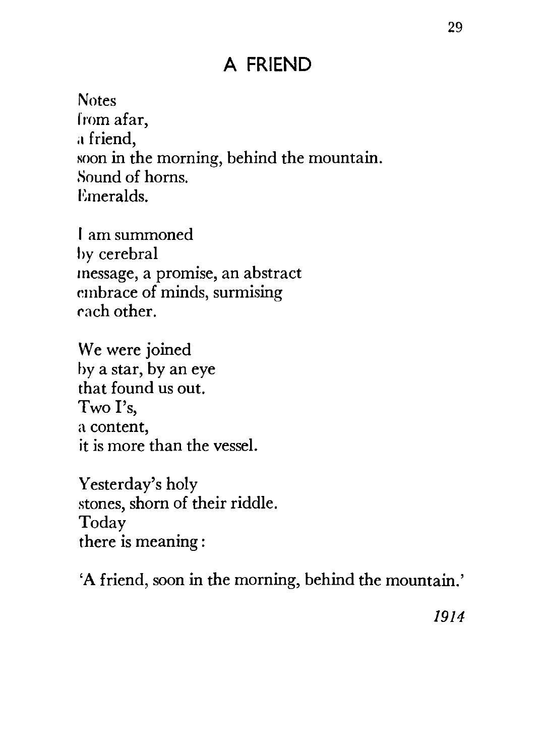# A FRIEND

Notes
from afar,
a friend,
soon in the morning, behind the mountain.
Sound of horns.
Emeralds.

I am summoned
by cerebral
message, a promise, an abstract
embrace of minds, surmising
each other.

We were joined
by a star, by an eye
that found us out.
Two I's,
a content,
it is more than the vessel.

Yesterday's holy
stones, shorn of their riddle.
Today
there is meaning:

'A friend, soon in the morning, behind the mountain.'

*1914*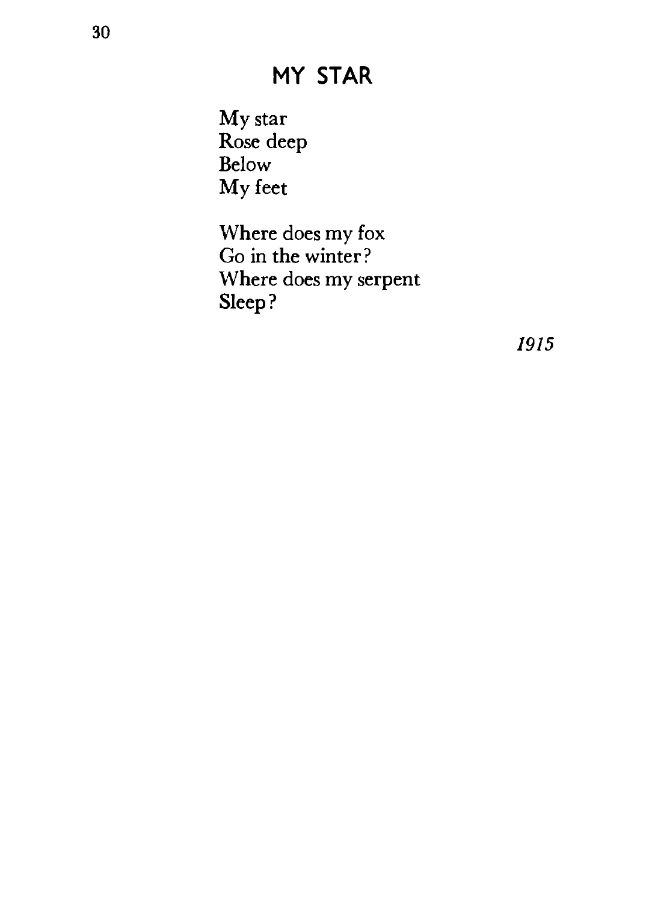# MY STAR

My star  
Rose deep  
Below  
My feet

Where does my fox  
Go in the winter?  
Where does my serpent  
Sleep?

*1915*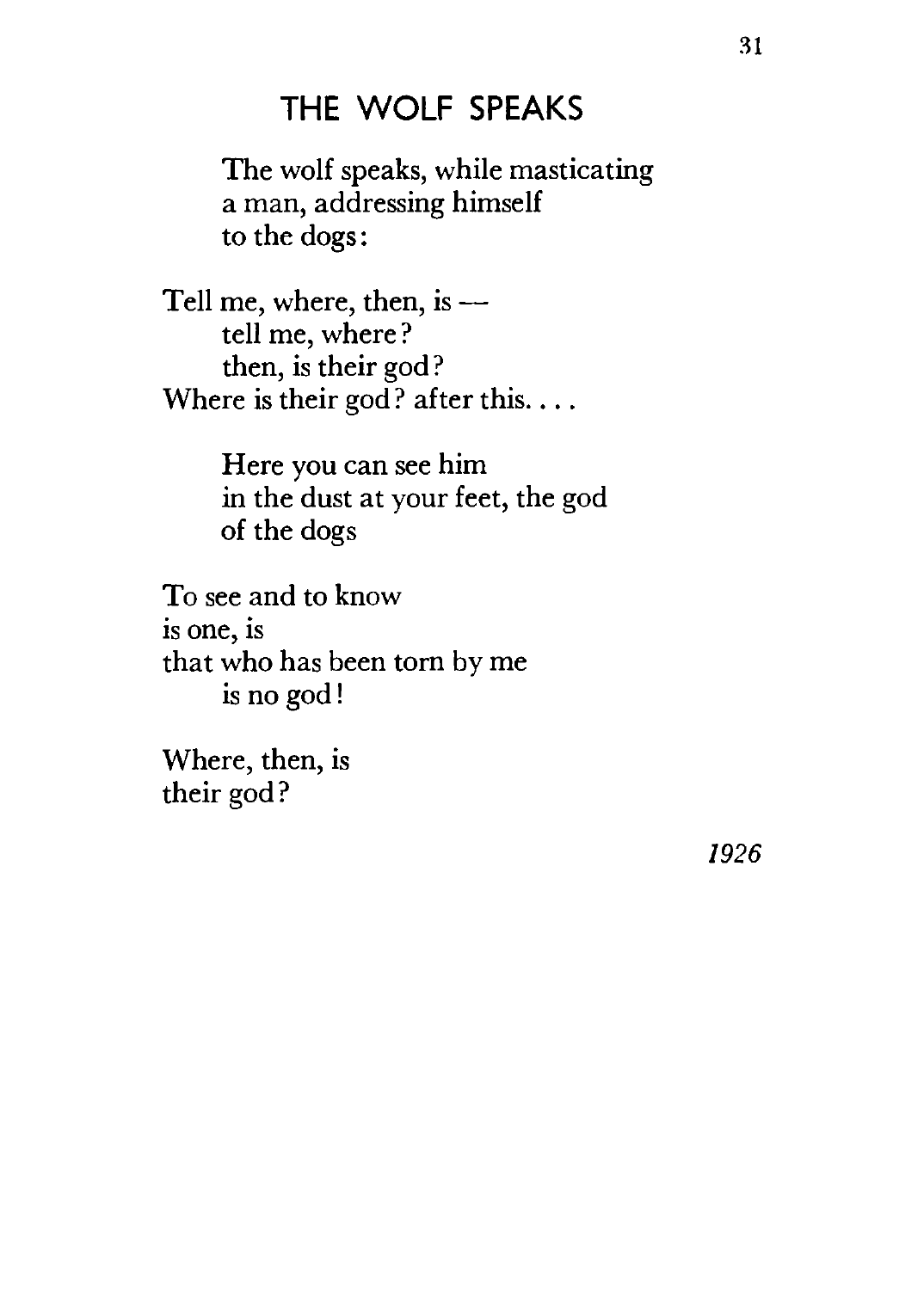## THE WOLF SPEAKS

The wolf speaks, while masticating
a man, addressing himself
to the dogs:

Tell me, where, then, is —
tell me, where?
then, is their god?
Where is their god? after this. . . .

Here you can see him
in the dust at your feet, the god
of the dogs

To see and to know
is one, is
that who has been torn by me
is no god!

Where, then, is
their god?

*1926*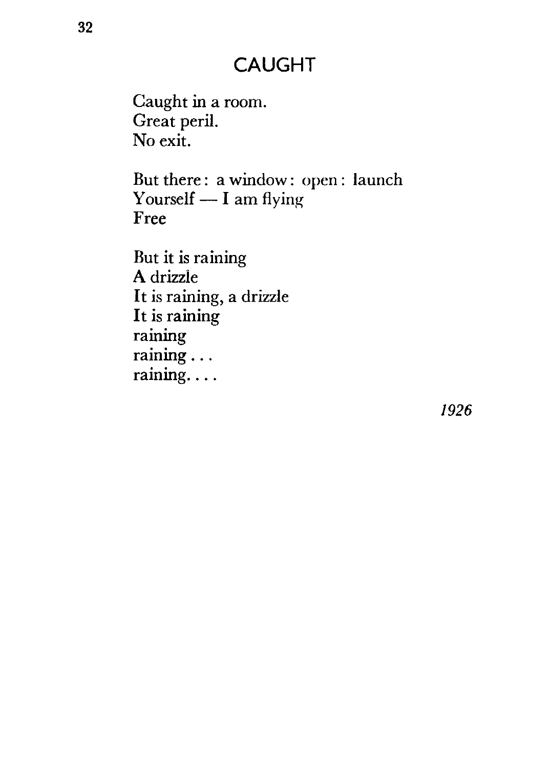## CAUGHT

Caught in a room.  
Great peril.  
No exit.

But there: a window: open: launch  
Yourself — I am flying  
Free

But it is raining  
A drizzle  
It is raining, a drizzle  
It is raining  
raining  
raining . . .  
raining. . . .

*1926*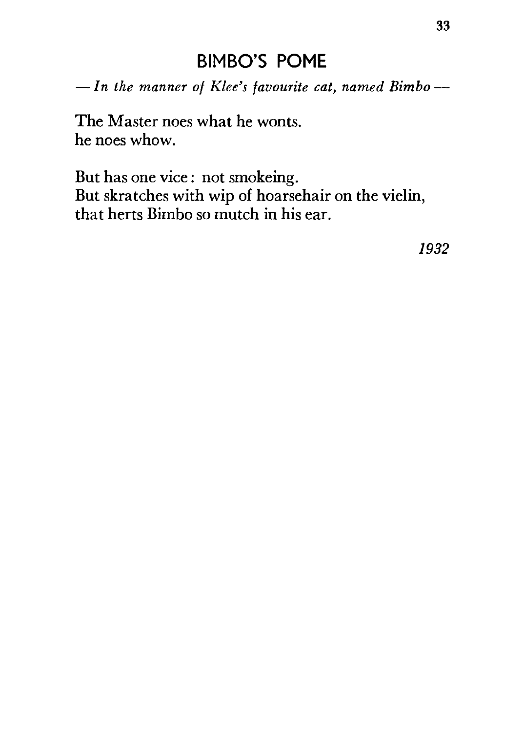## BIMBO'S POME

*— In the manner of Klee's favourite cat, named Bimbo —*

The Master noes what he wonts.
he noes whow.

But has one vice: not smokeing.
But skratches with wip of hoarsehair on the vielin,
that herts Bimbo so mutch in his ear.

*1932*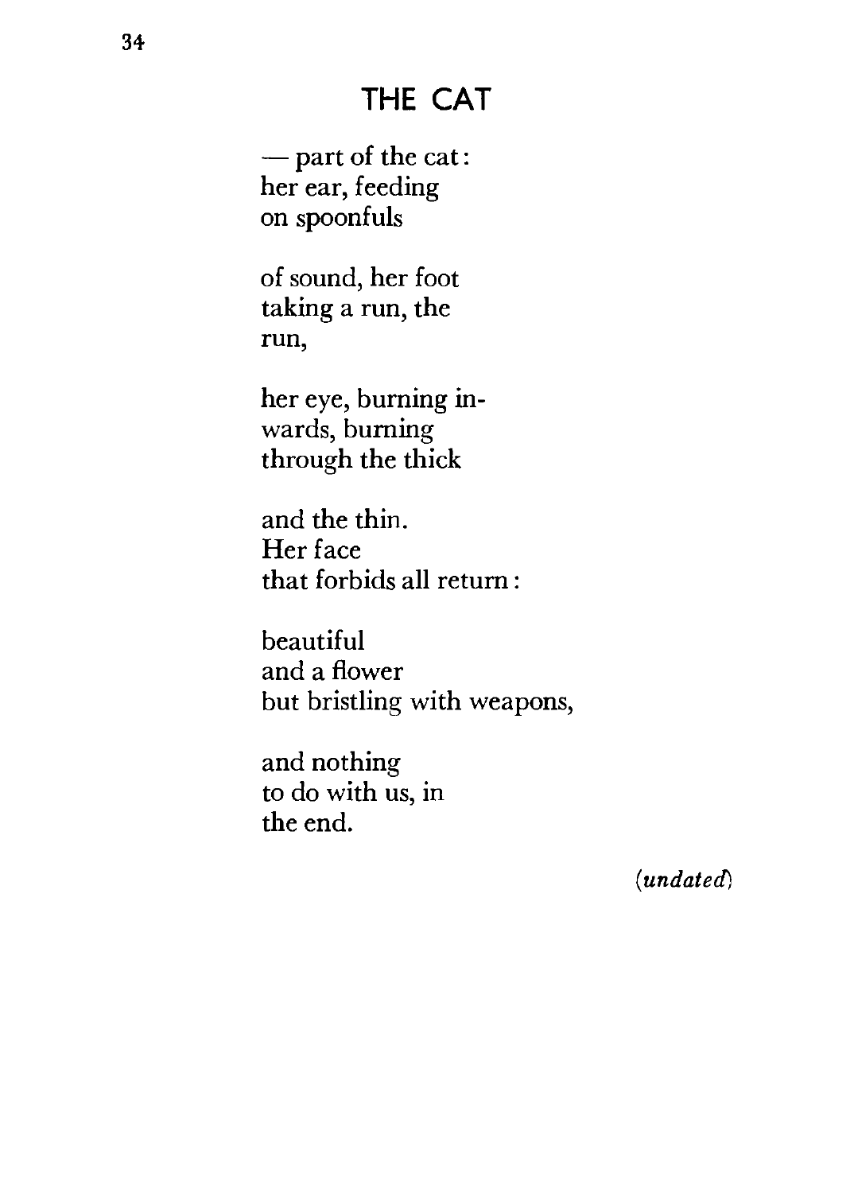## THE CAT

— part of the cat:  
her ear, feeding  
on spoonfuls

of sound, her foot  
taking a run, the  
run,

her eye, burning in-  
wards, burning  
through the thick

and the thin.  
Her face  
that forbids all return:

beautiful  
and a flower  
but bristling with weapons,

and nothing  
to do with us, in  
the end.

*(undated)*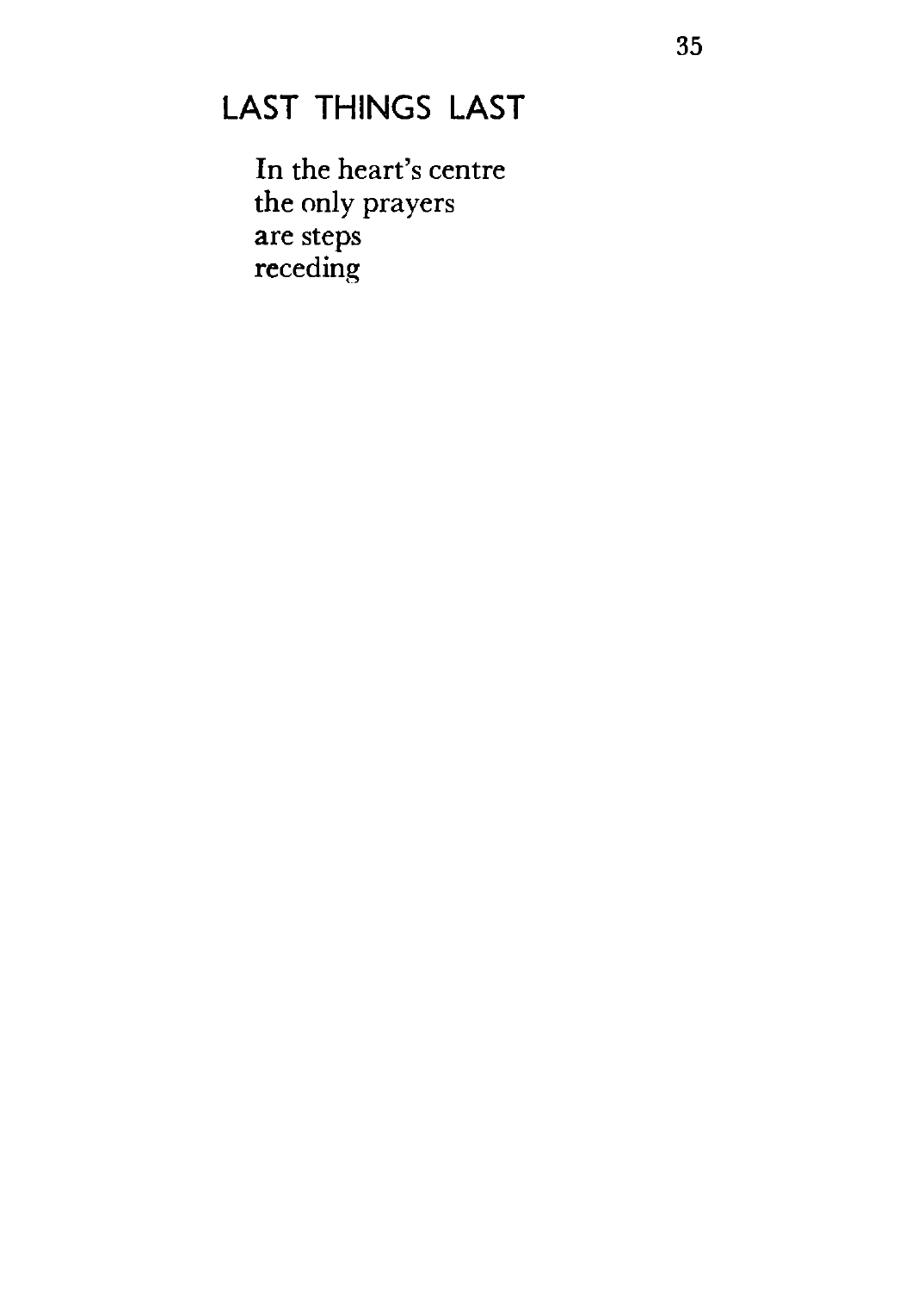## LAST THINGS LAST

In the heart's centre
the only prayers
are steps
receding